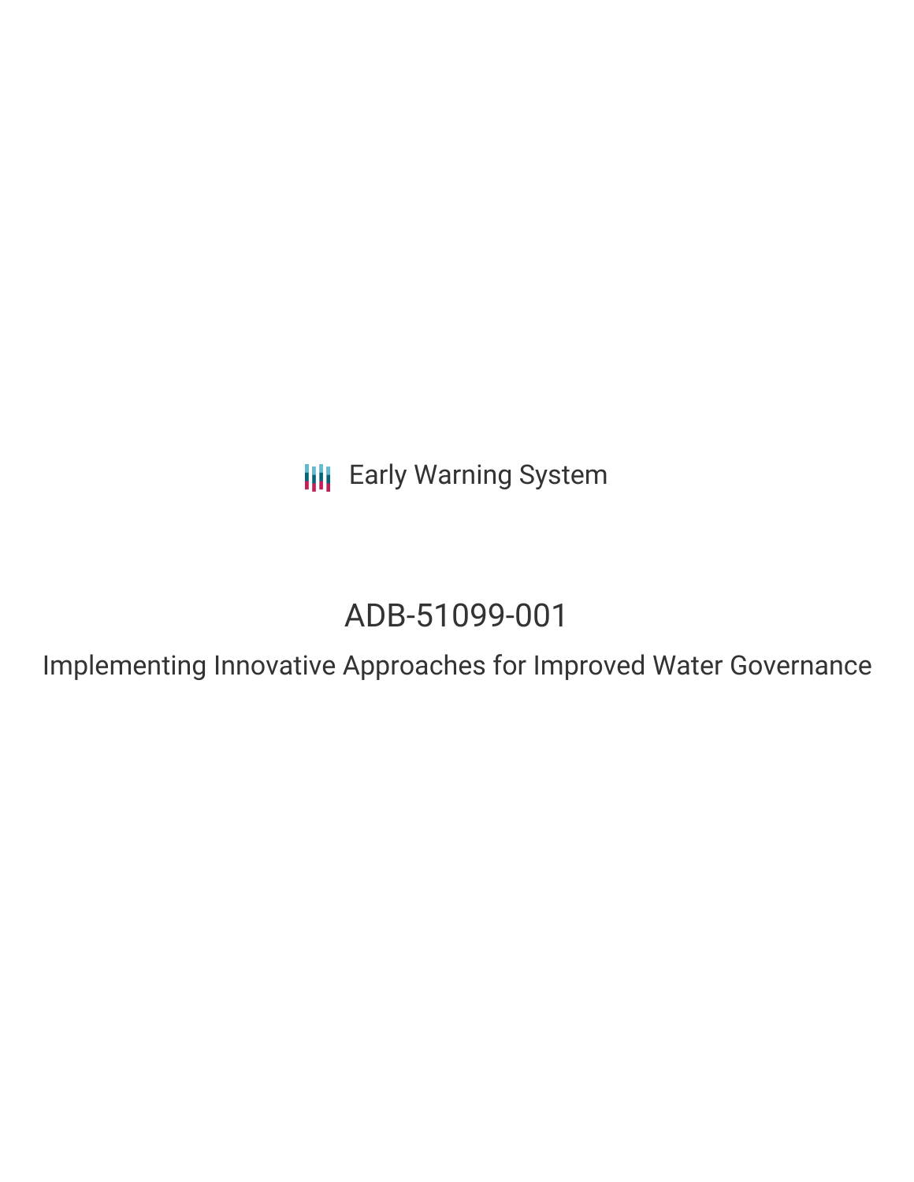Early Warning System

# ADB-51099-001

## Implementing Innovative Approaches for Improved Water Governance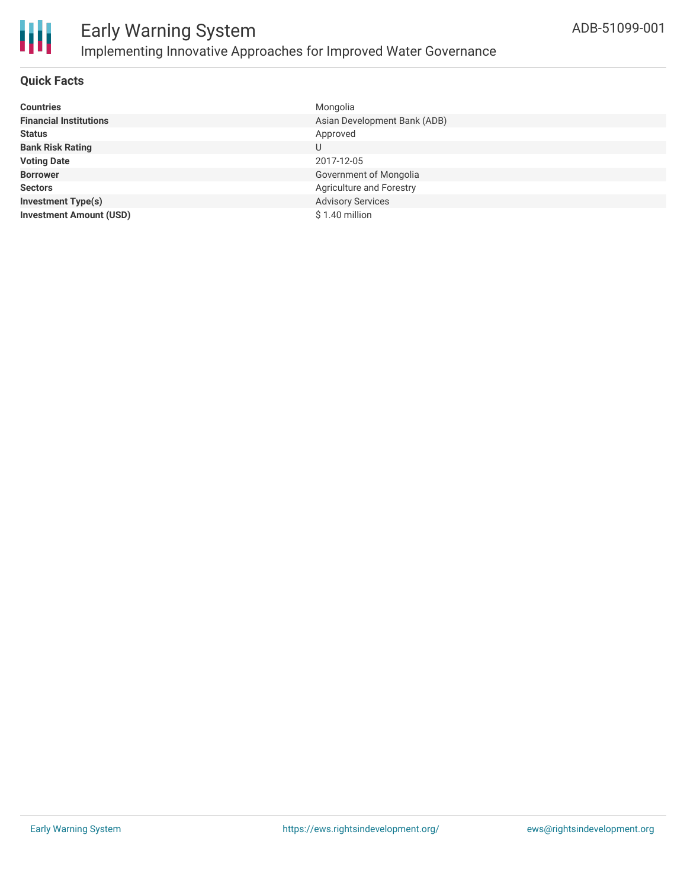# Early Warning System

## Implementing Innovative Approaches for Improved Water Governance

ADB-51099-001

### Quick Facts

| | |
|---|---|
| **Countries** | Mongolia |
| **Financial Institutions** | Asian Development Bank (ADB) |
| **Status** | Approved |
| **Bank Risk Rating** | U |
| **Voting Date** | 2017-12-05 |
| **Borrower** | Government of Mongolia |
| **Sectors** | Agriculture and Forestry |
| **Investment Type(s)** | Advisory Services |
| **Investment Amount (USD)** | $ 1.40 million |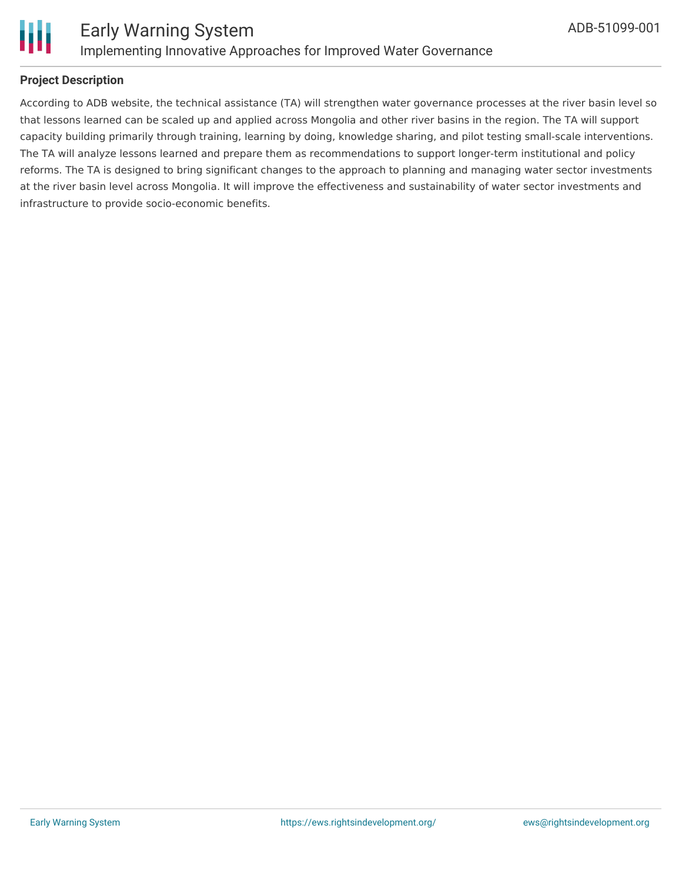## Project Description

According to ADB website, the technical assistance (TA) will strengthen water governance processes at the river basin level so that lessons learned can be scaled up and applied across Mongolia and other river basins in the region. The TA will support capacity building primarily through training, learning by doing, knowledge sharing, and pilot testing small-scale interventions. The TA will analyze lessons learned and prepare them as recommendations to support longer-term institutional and policy reforms. The TA is designed to bring significant changes to the approach to planning and managing water sector investments at the river basin level across Mongolia. It will improve the effectiveness and sustainability of water sector investments and infrastructure to provide socio-economic benefits.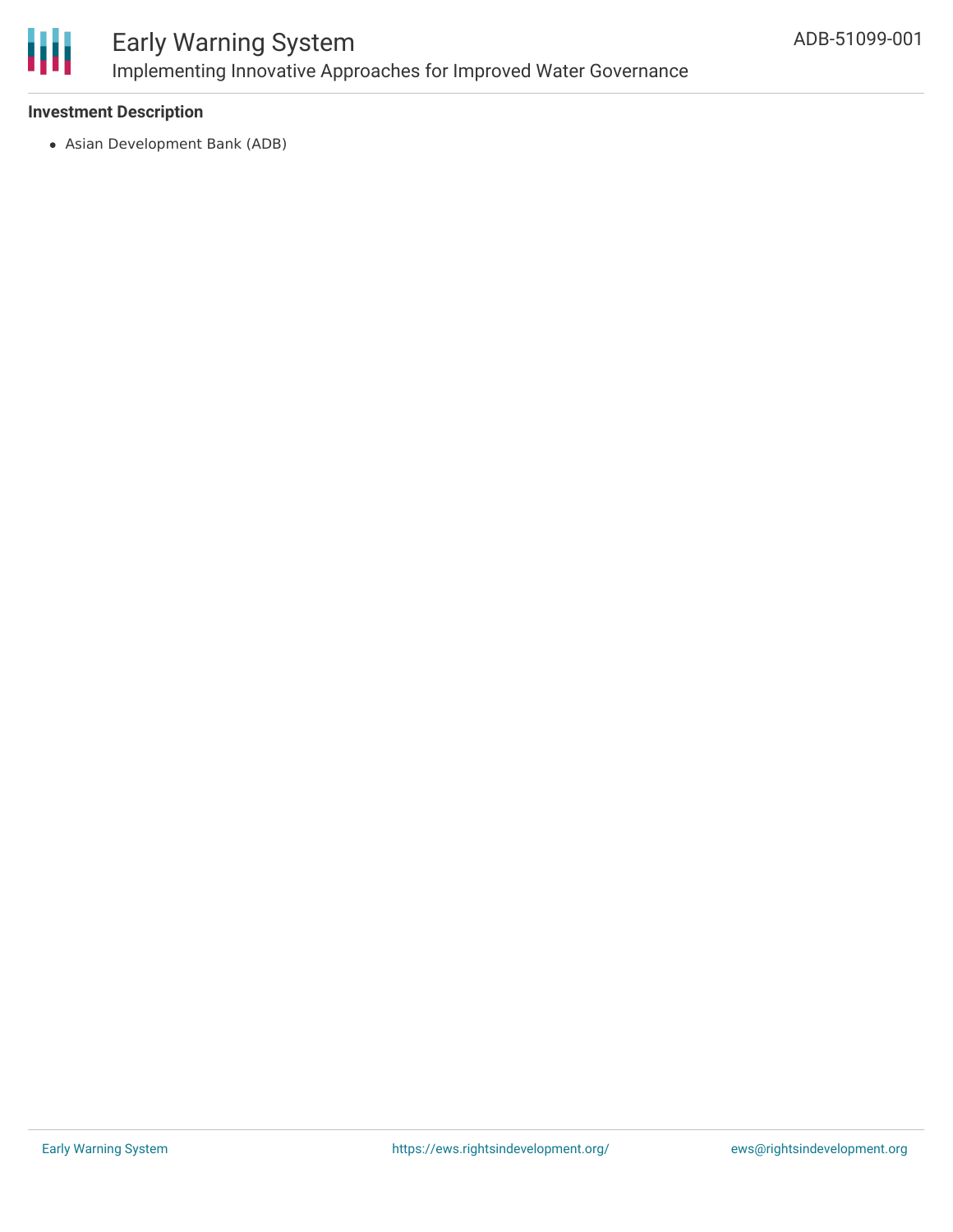## Investment Description

- Asian Development Bank (ADB)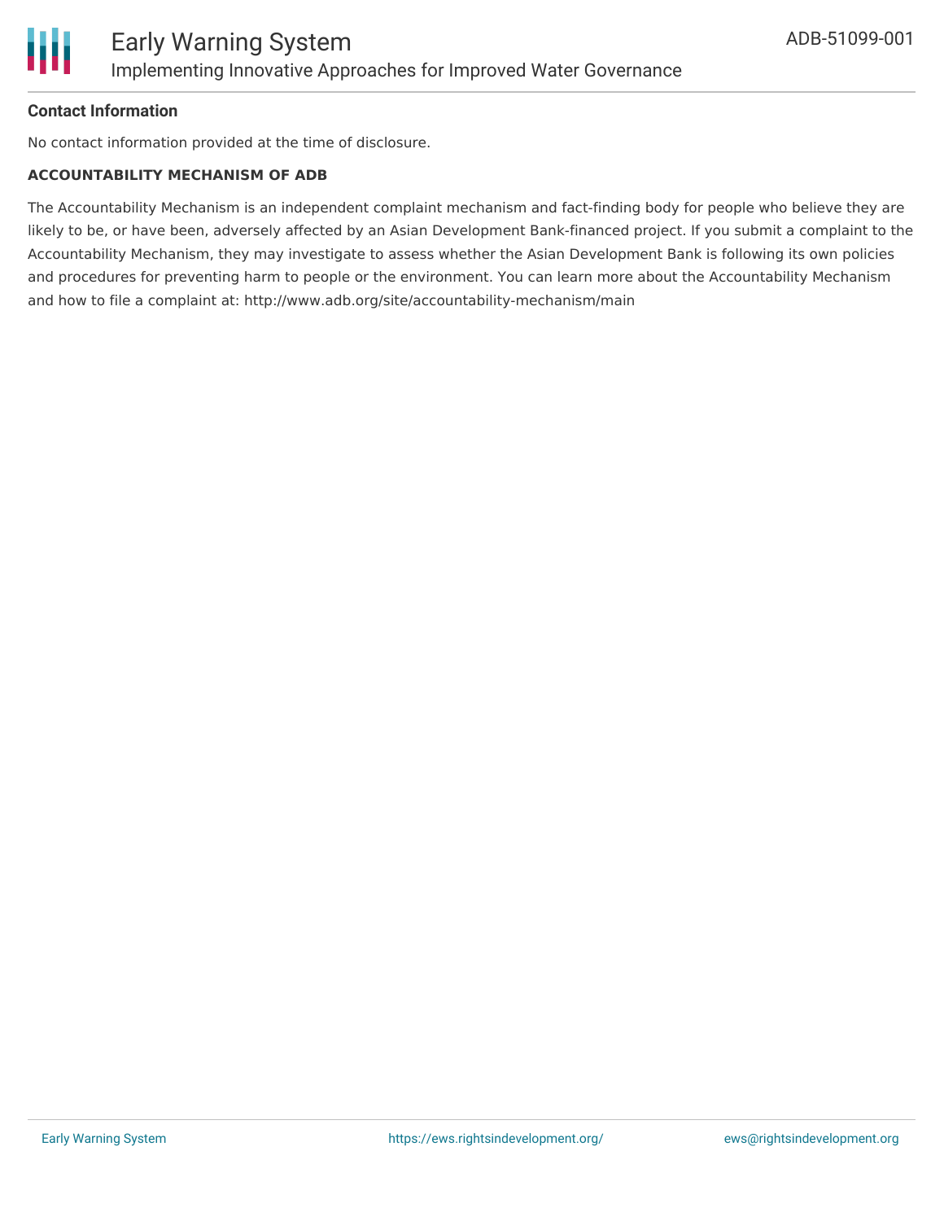## Contact Information

No contact information provided at the time of disclosure.

**ACCOUNTABILITY MECHANISM OF ADB**

The Accountability Mechanism is an independent complaint mechanism and fact-finding body for people who believe they are likely to be, or have been, adversely affected by an Asian Development Bank-financed project. If you submit a complaint to the Accountability Mechanism, they may investigate to assess whether the Asian Development Bank is following its own policies and procedures for preventing harm to people or the environment. You can learn more about the Accountability Mechanism and how to file a complaint at: http://www.adb.org/site/accountability-mechanism/main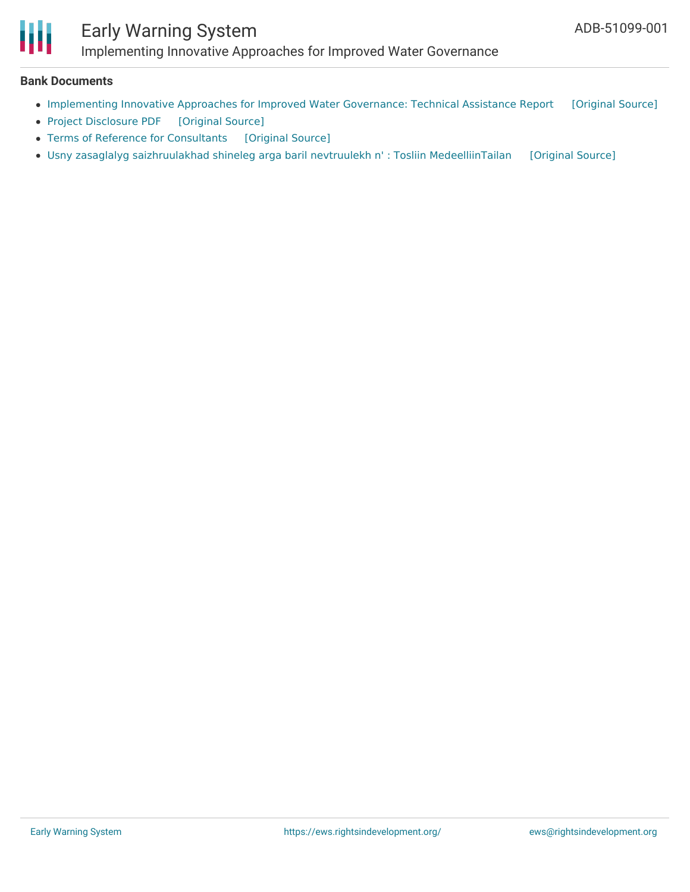### Bank Documents

- Implementing Innovative Approaches for Improved Water Governance: Technical Assistance Report [Original Source]
- Project Disclosure PDF [Original Source]
- Terms of Reference for Consultants [Original Source]
- Usny zasaglalyg saizhruulakhad shineleg arga baril nevtruulekh n' : Tosliin MedeelliinTailan [Original Source]